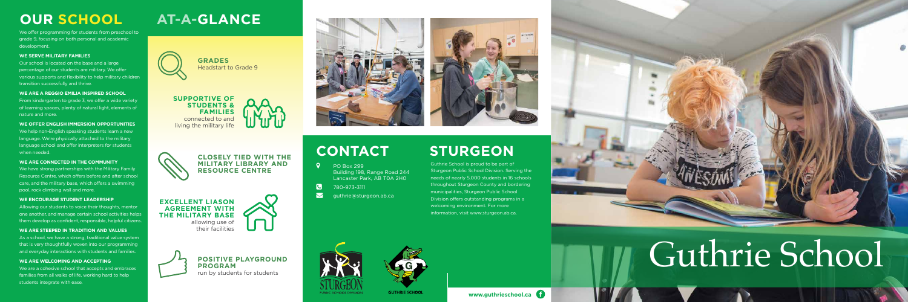# OUR SCHOOL AT-A-GLANCE

We offer programming for students from preschool to grade 9, focusing on both personal and academic development.

#### WE SERVE MILITARY FAMILIES

Our school is located on the base and a large percentage of our students are military. We offer various supports and flexibility to help military children transition successfully and thrive.

#### WE ARE A REGGIO EMILIA INSPIRED SCHOOL

From kindergarten to grade 3, we offer a wide variety of learning spaces, plenty of natural light, elements of nature and more.

#### WE OFFER ENGLISH IMMERSION OPPORTUNITIES

We help non-English speaking students learn a new language. We're physically attached to the military language school and offer interpreters for students when needed.

#### WE ARE CONNECTED IN THE COMMUNITY

We have strong partnerships with the Military Family Resource Centre, which offers before and after school care, and the military base, which offers a swimming pool, rock climbing wall and more.

#### WE ENCOURAGE STUDENT LEADERSHIP

Allowing our students to voice their thoughts, mentor one another, and manage certain school activities helps them develop as confident, responsible, helpful citizens.

#### WE ARE STEEPED IN TRADITION AND VALUES

As a school, we have a strong, traditional value system that is very thoughtfully woven into our programming and everyday interactions with students and families.

#### WE ARE WELCOMING AND ACCEPTING

We are a cohesive school that accepts and embraces families from all walks of life, working hard to help students integrate with ease.

**GRADES**
Headstart to Grade 9

**SUPPORTIVE OF STUDENTS & FAMILIES**
connected to and living the military life

**CLOSELY TIED WITH THE MILITARY LIBRARY AND RESOURCE CENTRE**

**EXCELLENT LIASON AGREEMENT WITH THE MILITARY BASE**
allowing use of their facilities

**POSITIVE PLAYGROUND PROGRAM**
run by students for students

## CONTACT

PO Box 299
Building 198, Range Road 244
Lancaster Park, AB T0A 2H0

780-973-3111

guthrie@sturgeon.ab.ca

## STURGEON

Guthrie School is proud to be part of Sturgeon Public School Division. Serving the needs of nearly 5,000 students in 16 schools throughout Sturgeon County and bordering municipalities, Sturgeon Public School Division offers outstanding programs in a welcoming environment. For more information, visit www.sturgeon.ab.ca.

STURGEON PUBLIC SCHOOL DIVISION

GUTHRIE SCHOOL

www.guthrieschool.ca

# Guthrie School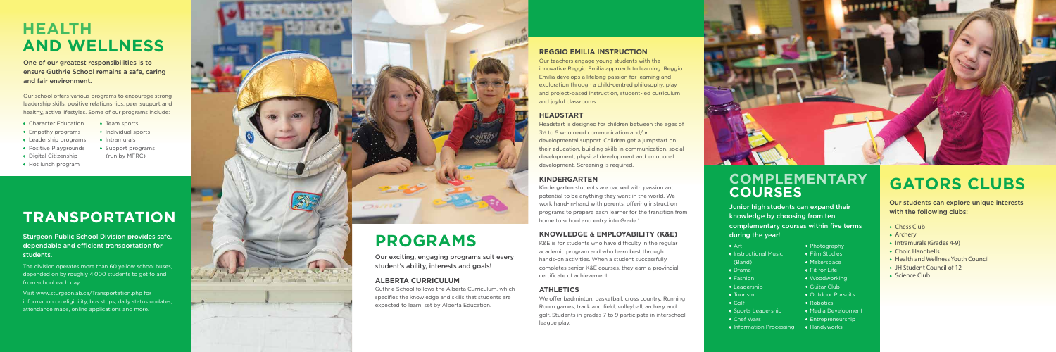## HEALTH AND WELLNESS

**One of our greatest responsibilities is to ensure Guthrie School remains a safe, caring and fair environment.**

Our school offers various programs to encourage strong leadership skills, positive relationships, peer support and healthy, active lifestyles. Some of our programs include:

- Character Education
- Empathy programs
- Leadership programs
- Positive Playgrounds
- Digital Citizenship
- Hot lunch program
- Team sports
- Individual sports
- Intramurals
- Support programs (run by MFRC)

## TRANSPORTATION

**Sturgeon Public School Division provides safe, dependable and efficient transportation for students.**

The division operates more than 60 yellow school buses, depended on by roughly 4,000 students to get to and from school each day.

Visit www.sturgeon.ab.ca/Transportation.php for information on eligibility, bus stops, daily status updates, attendance maps, online applications and more.

## PROGRAMS

**Our exciting, engaging programs suit every student's ability, interests and goals!**

### ALBERTA CURRICULUM

Guthrie School follows the Alberta Curriculum, which specifies the knowledge and skills that students are expected to learn, set by Alberta Education.

### REGGIO EMILIA INSTRUCTION

Our teachers engage young students with the innovative Reggio Emilia approach to learning. Reggio Emilia develops a lifelong passion for learning and exploration through a child-centred philosophy, play and project-based instruction, student-led curriculum and joyful classrooms.

### HEADSTART

Headstart is designed for children between the ages of 3½ to 5 who need communication and/or developmental support. Children get a jumpstart on their education, building skills in communication, social development, physical development and emotional development. Screening is required.

### KINDERGARTEN

Kindergarten students are packed with passion and potential to be anything they want in the world. We work hand-in-hand with parents, offering instruction programs to prepare each learner for the transition from home to school and entry into Grade 1.

### KNOWLEDGE & EMPLOYABILITY (K&E)

K&E is for students who have difficulty in the regular academic program and who learn best through hands-on activities. When a student successfully completes senior K&E courses, they earn a provincial certificate of achievement.

### ATHLETICS

We offer badminton, basketball, cross country, Running Room games, track and field, volleyball, archery and golf. Students in grades 7 to 9 participate in interschool league play.

## COMPLEMENTARY COURSES

**Junior high students can expand their knowledge by choosing from ten complementary courses within five terms during the year!**

- Art
- Instructional Music (Band)
- Drama
- Fashion
- Leadership
- Tourism
- Golf
- Sports Leadership
- Chef Wars
- Information Processing
- Photography
- Film Studies
- Makerspace
- Fit for Life
- Woodworking
- Guitar Club
- Outdoor Pursuits
- Robotics
- Media Development
- Entrepreneurship
- Handyworks

## GATORS CLUBS

**Our students can explore unique interests with the following clubs:**

- Chess Club
- Archery
- Intramurals (Grades 4-9)
- Choir, Handbells
- Health and Wellness Youth Council
- JH Student Council of 12
- Science Club